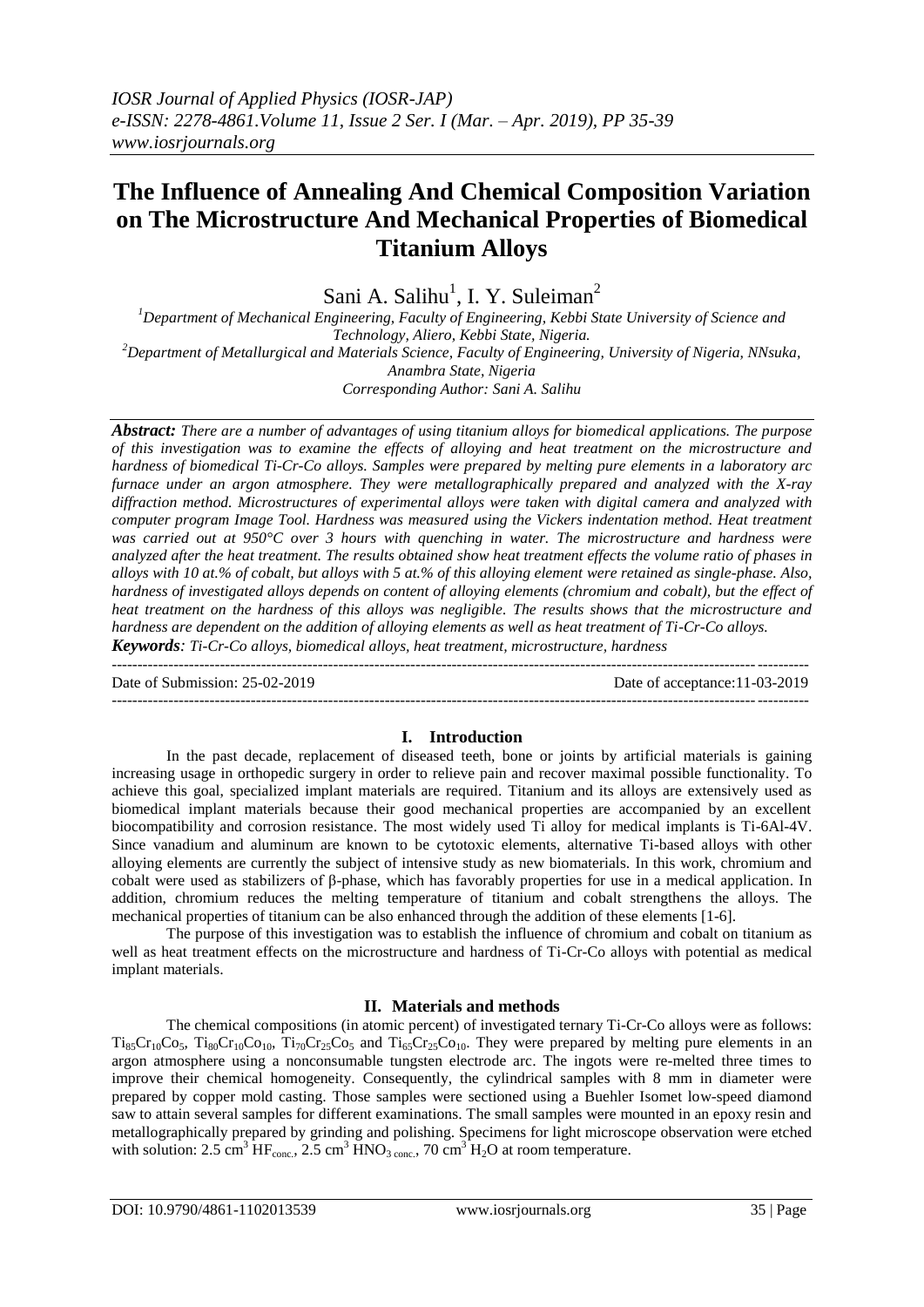# The Influence of Annealing And Chemical Composition Variation on The Microstructure And Mechanical Properties of Biomedical Titanium Alloys

Sani A. Salihu[1], I. Y. Suleiman[2]

[1]Department of Mechanical Engineering, Faculty of Engineering, Kebbi State University of Science and Technology, Aliero, Kebbi State, Nigeria.
[2]Department of Metallurgical and Materials Science, Faculty of Engineering, University of Nigeria, NNsuka, Anambra State, Nigeria
Corresponding Author: Sani A. Salihu

***Abstract:*** *There are a number of advantages of using titanium alloys for biomedical applications. The purpose of this investigation was to examine the effects of alloying and heat treatment on the microstructure and hardness of biomedical Ti-Cr-Co alloys. Samples were prepared by melting pure elements in a laboratory arc furnace under an argon atmosphere. They were metallographically prepared and analyzed with the X-ray diffraction method. Microstructures of experimental alloys were taken with digital camera and analyzed with computer program Image Tool. Hardness was measured using the Vickers indentation method. Heat treatment was carried out at 950°C over 3 hours with quenching in water. The microstructure and hardness were analyzed after the heat treatment. The results obtained show heat treatment effects the volume ratio of phases in alloys with 10 at.% of cobalt, but alloys with 5 at.% of this alloying element were retained as single-phase. Also, hardness of investigated alloys depends on content of alloying elements (chromium and cobalt), but the effect of heat treatment on the hardness of this alloys was negligible. The results shows that the microstructure and hardness are dependent on the addition of alloying elements as well as heat treatment of Ti-Cr-Co alloys.*

***Keywords****: Ti-Cr-Co alloys, biomedical alloys, heat treatment, microstructure, hardness*

---

Date of Submission: 25-02-2019 Date of acceptance:11-03-2019

---

## I. Introduction

In the past decade, replacement of diseased teeth, bone or joints by artificial materials is gaining increasing usage in orthopedic surgery in order to relieve pain and recover maximal possible functionality. To achieve this goal, specialized implant materials are required. Titanium and its alloys are extensively used as biomedical implant materials because their good mechanical properties are accompanied by an excellent biocompatibility and corrosion resistance. The most widely used Ti alloy for medical implants is Ti-6Al-4V. Since vanadium and aluminum are known to be cytotoxic elements, alternative Ti-based alloys with other alloying elements are currently the subject of intensive study as new biomaterials. In this work, chromium and cobalt were used as stabilizers of β-phase, which has favorably properties for use in a medical application. In addition, chromium reduces the melting temperature of titanium and cobalt strengthens the alloys. The mechanical properties of titanium can be also enhanced through the addition of these elements [1-6].

The purpose of this investigation was to establish the influence of chromium and cobalt on titanium as well as heat treatment effects on the microstructure and hardness of Ti-Cr-Co alloys with potential as medical implant materials.

## II. Materials and methods

The chemical compositions (in atomic percent) of investigated ternary Ti-Cr-Co alloys were as follows: $Ti_{85}Cr_{10}Co_5$, $Ti_{80}Cr_{10}Co_{10}$, $Ti_{70}Cr_{25}Co_5$ and $Ti_{65}Cr_{25}Co_{10}$. They were prepared by melting pure elements in an argon atmosphere using a nonconsumable tungsten electrode arc. The ingots were re-melted three times to improve their chemical homogeneity. Consequently, the cylindrical samples with 8 mm in diameter were prepared by copper mold casting. Those samples were sectioned using a Buehler Isomet low-speed diamond saw to attain several samples for different examinations. The small samples were mounted in an epoxy resin and metallographically prepared by grinding and polishing. Specimens for light microscope observation were etched with solution: 2.5 $cm^3$ $HF_{conc.}$, 2.5 $cm^3$ $HNO_{3\ conc.}$, 70 $cm^3$ $H_2O$ at room temperature.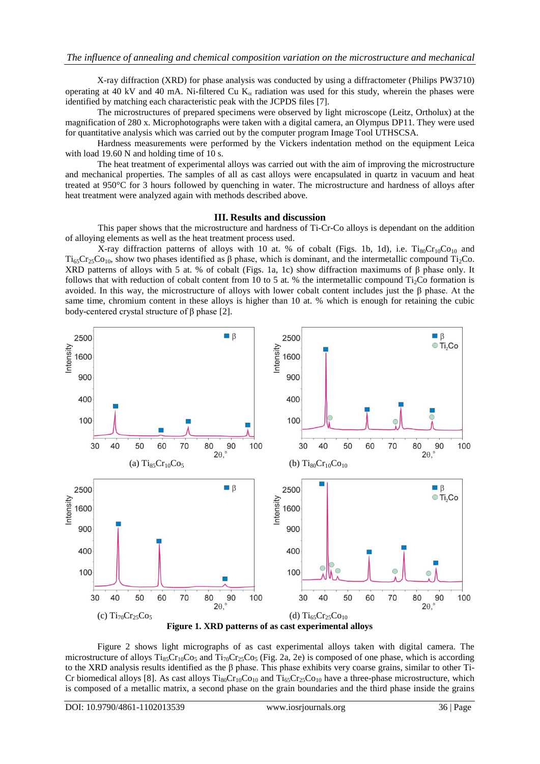X-ray diffraction (XRD) for phase analysis was conducted by using a diffractometer (Philips PW3710) operating at 40 kV and 40 mA. Ni-filtered Cu $K_{\alpha}$ radiation was used for this study, wherein the phases were identified by matching each characteristic peak with the JCPDS files [7].

The microstructures of prepared specimens were observed by light microscope (Leitz, Ortholux) at the magnification of 280 x. Microphotographs were taken with a digital camera, an Olympus DP11. They were used for quantitative analysis which was carried out by the computer program Image Tool UTHSCSA.

Hardness measurements were performed by the Vickers indentation method on the equipment Leica with load 19.60 N and holding time of 10 s.

The heat treatment of experimental alloys was carried out with the aim of improving the microstructure and mechanical properties. The samples of all as cast alloys were encapsulated in quartz in vacuum and heat treated at 950°C for 3 hours followed by quenching in water. The microstructure and hardness of alloys after heat treatment were analyzed again with methods described above.

## III. Results and discussion

This paper shows that the microstructure and hardness of Ti-Cr-Co alloys is dependant on the addition of alloying elements as well as the heat treatment process used.

X-ray diffraction patterns of alloys with 10 at. % of cobalt (Figs. 1b, 1d), i.e. $Ti_{80}Cr_{10}Co_{10}$ and $Ti_{65}Cr_{25}Co_{10}$, show two phases identified as β phase, which is dominant, and the intermetallic compound $Ti_2Co$. XRD patterns of alloys with 5 at. % of cobalt (Figs. 1a, 1c) show diffraction maximums of β phase only. It follows that with reduction of cobalt content from 10 to 5 at. % the intermetallic compound $Ti_2Co$ formation is avoided. In this way, the microstructure of alloys with lower cobalt content includes just the β phase. At the same time, chromium content in these alloys is higher than 10 at. % which is enough for retaining the cubic body-centered crystal structure of β phase [2].

(a) $Ti_{85}Cr_{10}Co_5$ (b) $Ti_{80}Cr_{10}Co_{10}$ (c) $Ti_{70}Cr_{25}Co_5$ (d) $Ti_{65}Cr_{25}Co_{10}$

**Figure 1. XRD patterns of as cast experimental alloys**

Figure 2 shows light micrographs of as cast experimental alloys taken with digital camera. The microstructure of alloys $Ti_{85}Cr_{10}Co_5$ and $Ti_{70}Cr_{25}Co_5$ (Fig. 2a, 2e) is composed of one phase, which is according to the XRD analysis results identified as the β phase. This phase exhibits very coarse grains, similar to other Ti-Cr biomedical alloys [8]. As cast alloys $Ti_{80}Cr_{10}Co_{10}$ and $Ti_{65}Cr_{25}Co_{10}$ have a three-phase microstructure, which is composed of a metallic matrix, a second phase on the grain boundaries and the third phase inside the grains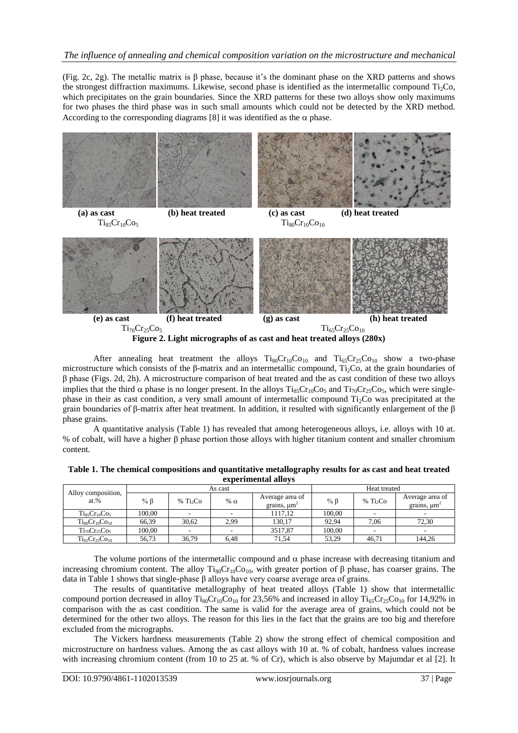(Fig. 2c, 2g). The metallic matrix is β phase, because it's the dominant phase on the XRD patterns and shows the strongest diffraction maximums. Likewise, second phase is identified as the intermetallic compound $Ti_2Co$, which precipitates on the grain boundaries. Since the XRD patterns for these two alloys show only maximums for two phases the third phase was in such small amounts which could not be detected by the XRD method. According to the corresponding diagrams [8] it was identified as the α phase.

(a) as cast (b) heat treated $Ti_{85}Cr_{10}Co_5$ (c) as cast (d) heat treated $Ti_{80}Cr_{10}Co_{10}$

(e) as cast (f) heat treated $Ti_{70}Cr_{25}Co_5$ (g) as cast (h) heat treated $Ti_{65}Cr_{25}Co_{10}$

**Figure 2. Light micrographs of as cast and heat treated alloys (280x)**

After annealing heat treatment the alloys $Ti_{80}Cr_{10}Co_{10}$ and $Ti_{65}Cr_{25}Co_{10}$ show a two-phase microstructure which consists of the β-matrix and an intermetallic compound, $Ti_2Co$, at the grain boundaries of β phase (Figs. 2d, 2h). A microstructure comparison of heat treated and the as cast condition of these two alloys implies that the third α phase is no longer present. In the alloys $Ti_{85}Cr_{10}Co_5$ and $Ti_{70}Cr_{25}Co_5$, which were single-phase in their as cast condition, a very small amount of intermetallic compound $Ti_2Co$ was precipitated at the grain boundaries of β-matrix after heat treatment. In addition, it resulted with significantly enlargement of the β phase grains.

A quantitative analysis (Table 1) has revealed that among heterogeneous alloys, i.e. alloys with 10 at. % of cobalt, will have a higher β phase portion those alloys with higher titanium content and smaller chromium content.

**Table 1. The chemical compositions and quantitative metallography results for as cast and heat treated experimental alloys**

| Alloy composition, at.% | As cast | | | | Heat treated | | |
|---|---|---|---|---|---|---|---|
| | % β | % $Ti_2Co$ | % α | Average area of grains, μm² | % β | % $Ti_2Co$ | Average area of grains, μm² |
| $Ti_{85}Cr_{10}Co_5$ | 100,00 | - | - | 1117,12 | 100,00 | - | - |
| $Ti_{80}Cr_{10}Co_{10}$ | 66,39 | 30,62 | 2,99 | 130,17 | 92,94 | 7,06 | 72,30 |
| $Ti_{70}Cr_{25}Co_5$ | 100,00 | - | - | 3517,87 | 100,00 | - | - |
| $Ti_{65}Cr_{25}Co_{10}$ | 56,73 | 36,79 | 6,48 | 71,54 | 53,29 | 46,71 | 144,26 |

The volume portions of the intermetallic compound and α phase increase with decreasing titanium and increasing chromium content. The alloy $Ti_{80}Cr_{10}Co_{10}$, with greater portion of β phase, has coarser grains. The data in Table 1 shows that single-phase β alloys have very coarse average area of grains.

The results of quantitative metallography of heat treated alloys (Table 1) show that intermetallic compound portion decreased in alloy $Ti_{80}Cr_{10}Co_{10}$ for 23,56% and increased in alloy $Ti_{65}Cr_{25}Co_{10}$ for 14,92% in comparison with the as cast condition. The same is valid for the average area of grains, which could not be determined for the other two alloys. The reason for this lies in the fact that the grains are too big and therefore excluded from the micrographs.

The Vickers hardness measurements (Table 2) show the strong effect of chemical composition and microstructure on hardness values. Among the as cast alloys with 10 at. % of cobalt, hardness values increase with increasing chromium content (from 10 to 25 at. % of Cr), which is also observe by Majumdar et al [2]. It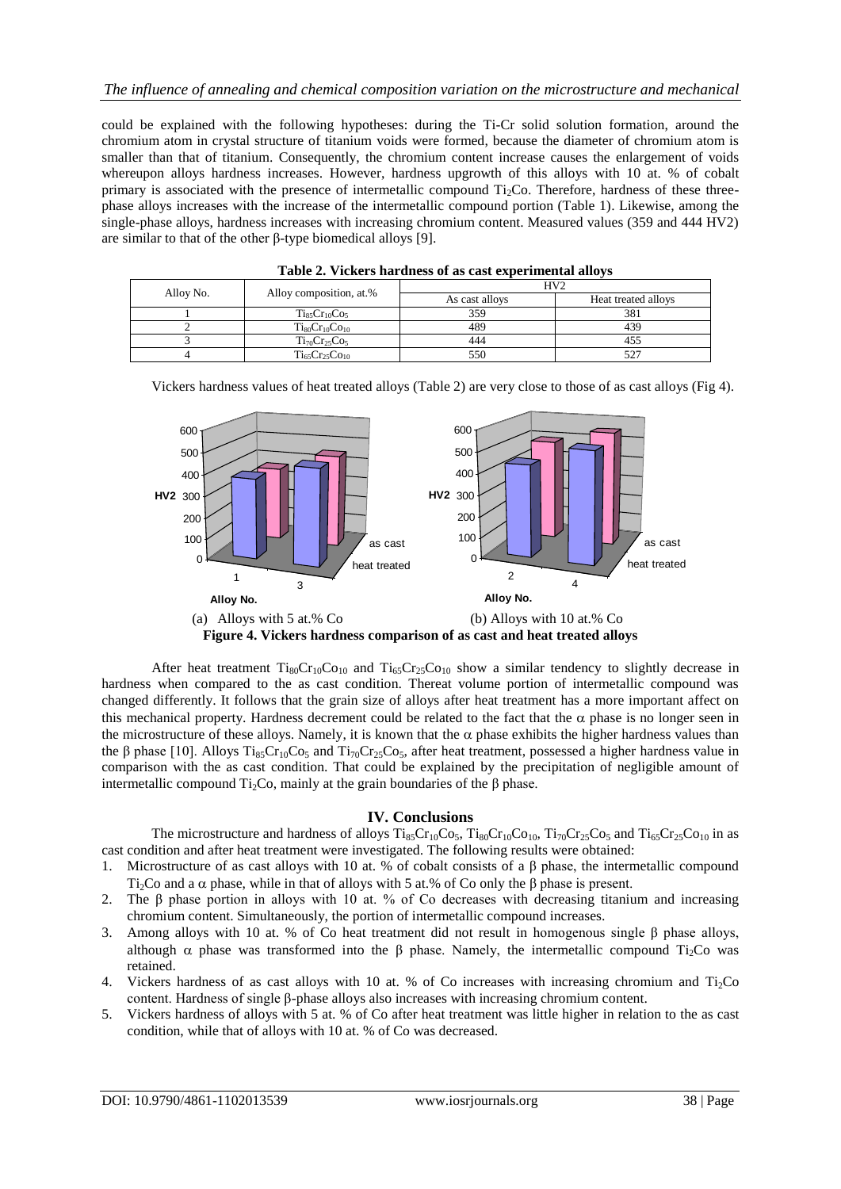could be explained with the following hypotheses: during the Ti-Cr solid solution formation, around the chromium atom in crystal structure of titanium voids were formed, because the diameter of chromium atom is smaller than that of titanium. Consequently, the chromium content increase causes the enlargement of voids whereupon alloys hardness increases. However, hardness upgrowth of this alloys with 10 at. % of cobalt primary is associated with the presence of intermetallic compound $Ti_2Co$. Therefore, hardness of these three-phase alloys increases with the increase of the intermetallic compound portion (Table 1). Likewise, among the single-phase alloys, hardness increases with increasing chromium content. Measured values (359 and 444 HV2) are similar to that of the other β-type biomedical alloys [9].

**Table 2. Vickers hardness of as cast experimental alloys**

| Alloy No. | Alloy composition, at.% | HV2 | |
|---|---|---|---|
| | | As cast alloys | Heat treated alloys |
| 1 | $Ti_{85}Cr_{10}Co_5$ | 359 | 381 |
| 2 | $Ti_{80}Cr_{10}Co_{10}$ | 489 | 439 |
| 3 | $Ti_{70}Cr_{25}Co_5$ | 444 | 455 |
| 4 | $Ti_{65}Cr_{25}Co_{10}$ | 550 | 527 |

Vickers hardness values of heat treated alloys (Table 2) are very close to those of as cast alloys (Fig 4).

(a) Alloys with 5 at.% Co (b) Alloys with 10 at.% Co

**Figure 4. Vickers hardness comparison of as cast and heat treated alloys**

After heat treatment $Ti_{80}Cr_{10}Co_{10}$ and $Ti_{65}Cr_{25}Co_{10}$ show a similar tendency to slightly decrease in hardness when compared to the as cast condition. Thereat volume portion of intermetallic compound was changed differently. It follows that the grain size of alloys after heat treatment has a more important affect on this mechanical property. Hardness decrement could be related to the fact that the α phase is no longer seen in the microstructure of these alloys. Namely, it is known that the α phase exhibits the higher hardness values than the β phase [10]. Alloys $Ti_{85}Cr_{10}Co_5$ and $Ti_{70}Cr_{25}Co_5$, after heat treatment, possessed a higher hardness value in comparison with the as cast condition. That could be explained by the precipitation of negligible amount of intermetallic compound $Ti_2Co$, mainly at the grain boundaries of the β phase.

## IV. Conclusions

The microstructure and hardness of alloys $Ti_{85}Cr_{10}Co_5$, $Ti_{80}Cr_{10}Co_{10}$, $Ti_{70}Cr_{25}Co_5$ and $Ti_{65}Cr_{25}Co_{10}$ in as cast condition and after heat treatment were investigated. The following results were obtained:

1. Microstructure of as cast alloys with 10 at. % of cobalt consists of a β phase, the intermetallic compound $Ti_2Co$ and a α phase, while in that of alloys with 5 at.% of Co only the β phase is present.
2. The β phase portion in alloys with 10 at. % of Co decreases with decreasing titanium and increasing chromium content. Simultaneously, the portion of intermetallic compound increases.
3. Among alloys with 10 at. % of Co heat treatment did not result in homogenous single β phase alloys, although α phase was transformed into the β phase. Namely, the intermetallic compound $Ti_2Co$ was retained.
4. Vickers hardness of as cast alloys with 10 at. % of Co increases with increasing chromium and $Ti_2Co$ content. Hardness of single β-phase alloys also increases with increasing chromium content.
5. Vickers hardness of alloys with 5 at. % of Co after heat treatment was little higher in relation to the as cast condition, while that of alloys with 10 at. % of Co was decreased.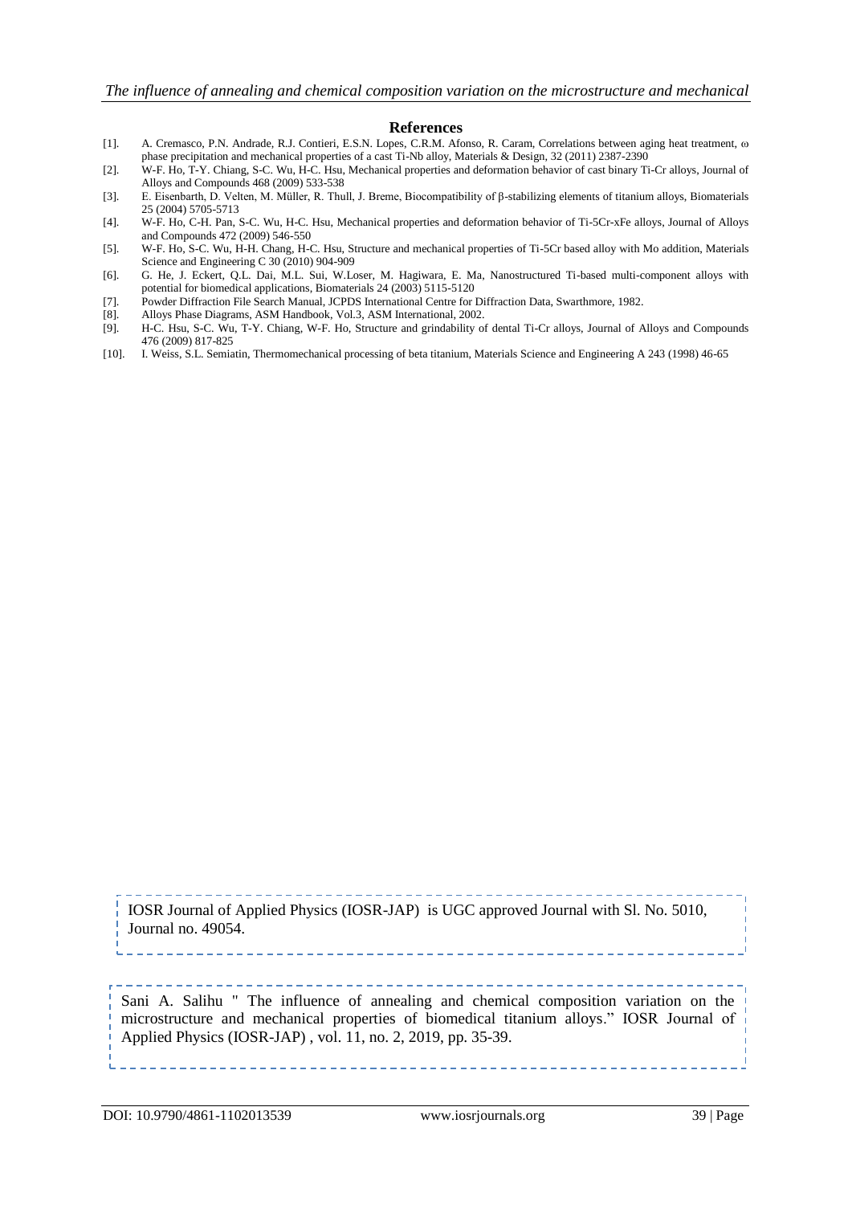## References

[1]. A. Cremasco, P.N. Andrade, R.J. Contieri, E.S.N. Lopes, C.R.M. Afonso, R. Caram, Correlations between aging heat treatment, ω phase precipitation and mechanical properties of a cast Ti-Nb alloy, Materials & Design, 32 (2011) 2387-2390

[2]. W-F. Ho, T-Y. Chiang, S-C. Wu, H-C. Hsu, Mechanical properties and deformation behavior of cast binary Ti-Cr alloys, Journal of Alloys and Compounds 468 (2009) 533-538

[3]. E. Eisenbarth, D. Velten, M. Müller, R. Thull, J. Breme, Biocompatibility of β-stabilizing elements of titanium alloys, Biomaterials 25 (2004) 5705-5713

[4]. W-F. Ho, C-H. Pan, S-C. Wu, H-C. Hsu, Mechanical properties and deformation behavior of Ti-5Cr-xFe alloys, Journal of Alloys and Compounds 472 (2009) 546-550

[5]. W-F. Ho, S-C. Wu, H-H. Chang, H-C. Hsu, Structure and mechanical properties of Ti-5Cr based alloy with Mo addition, Materials Science and Engineering C 30 (2010) 904-909

[6]. G. He, J. Eckert, Q.L. Dai, M.L. Sui, W.Loser, M. Hagiwara, E. Ma, Nanostructured Ti-based multi-component alloys with potential for biomedical applications, Biomaterials 24 (2003) 5115-5120

[7]. Powder Diffraction File Search Manual, JCPDS International Centre for Diffraction Data, Swarthmore, 1982.

[8]. Alloys Phase Diagrams, ASM Handbook, Vol.3, ASM International, 2002.

[9]. H-C. Hsu, S-C. Wu, T-Y. Chiang, W-F. Ho, Structure and grindability of dental Ti-Cr alloys, Journal of Alloys and Compounds 476 (2009) 817-825

[10]. I. Weiss, S.L. Semiatin, Thermomechanical processing of beta titanium, Materials Science and Engineering A 243 (1998) 46-65

IOSR Journal of Applied Physics (IOSR-JAP) is UGC approved Journal with Sl. No. 5010, Journal no. 49054.

Sani A. Salihu " The influence of annealing and chemical composition variation on the microstructure and mechanical properties of biomedical titanium alloys." IOSR Journal of Applied Physics (IOSR-JAP) , vol. 11, no. 2, 2019, pp. 35-39.